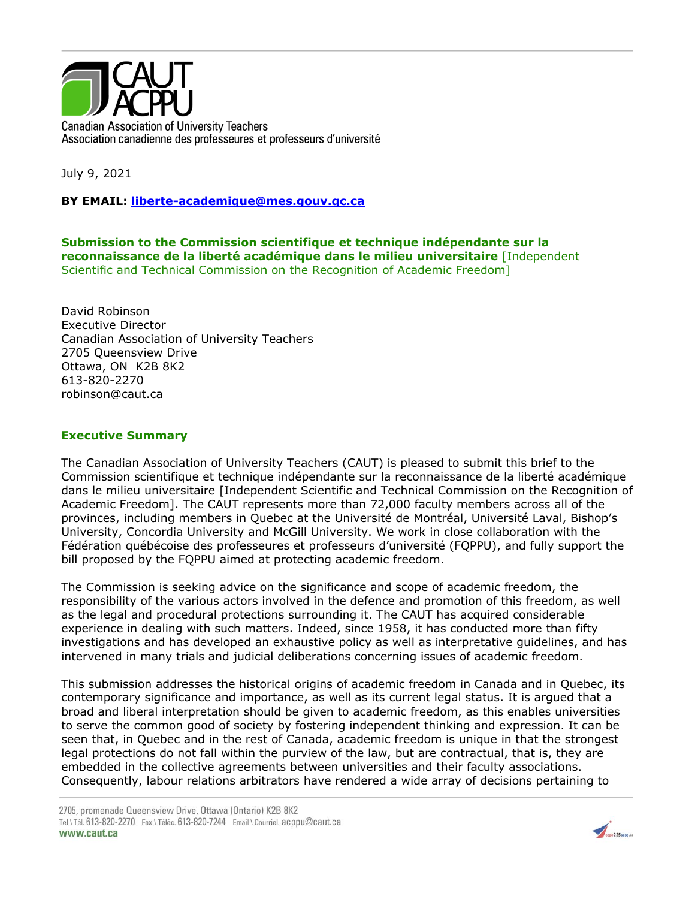Canadian Association of University Teachers
Association canadienne des professeures et professeurs d'université

July 9, 2021

**BY EMAIL: liberte-academique@mes.gouv.qc.ca**

**Submission to the Commission scientifique et technique indépendante sur la reconnaissance de la liberté académique dans le milieu universitaire** [Independent Scientific and Technical Commission on the Recognition of Academic Freedom]

David Robinson
Executive Director
Canadian Association of University Teachers
2705 Queensview Drive
Ottawa, ON K2B 8K2
613-820-2270
robinson@caut.ca

## Executive Summary

The Canadian Association of University Teachers (CAUT) is pleased to submit this brief to the Commission scientifique et technique indépendante sur la reconnaissance de la liberté académique dans le milieu universitaire [Independent Scientific and Technical Commission on the Recognition of Academic Freedom]. The CAUT represents more than 72,000 faculty members across all of the provinces, including members in Quebec at the Université de Montréal, Université Laval, Bishop's University, Concordia University and McGill University. We work in close collaboration with the Fédération québécoise des professeures et professeurs d'université (FQPPU), and fully support the bill proposed by the FQPPU aimed at protecting academic freedom.

The Commission is seeking advice on the significance and scope of academic freedom, the responsibility of the various actors involved in the defence and promotion of this freedom, as well as the legal and procedural protections surrounding it. The CAUT has acquired considerable experience in dealing with such matters. Indeed, since 1958, it has conducted more than fifty investigations and has developed an exhaustive policy as well as interpretative guidelines, and has intervened in many trials and judicial deliberations concerning issues of academic freedom.

This submission addresses the historical origins of academic freedom in Canada and in Quebec, its contemporary significance and importance, as well as its current legal status. It is argued that a broad and liberal interpretation should be given to academic freedom, as this enables universities to serve the common good of society by fostering independent thinking and expression. It can be seen that, in Quebec and in the rest of Canada, academic freedom is unique in that the strongest legal protections do not fall within the purview of the law, but are contractual, that is, they are embedded in the collective agreements between universities and their faculty associations. Consequently, labour relations arbitrators have rendered a wide array of decisions pertaining to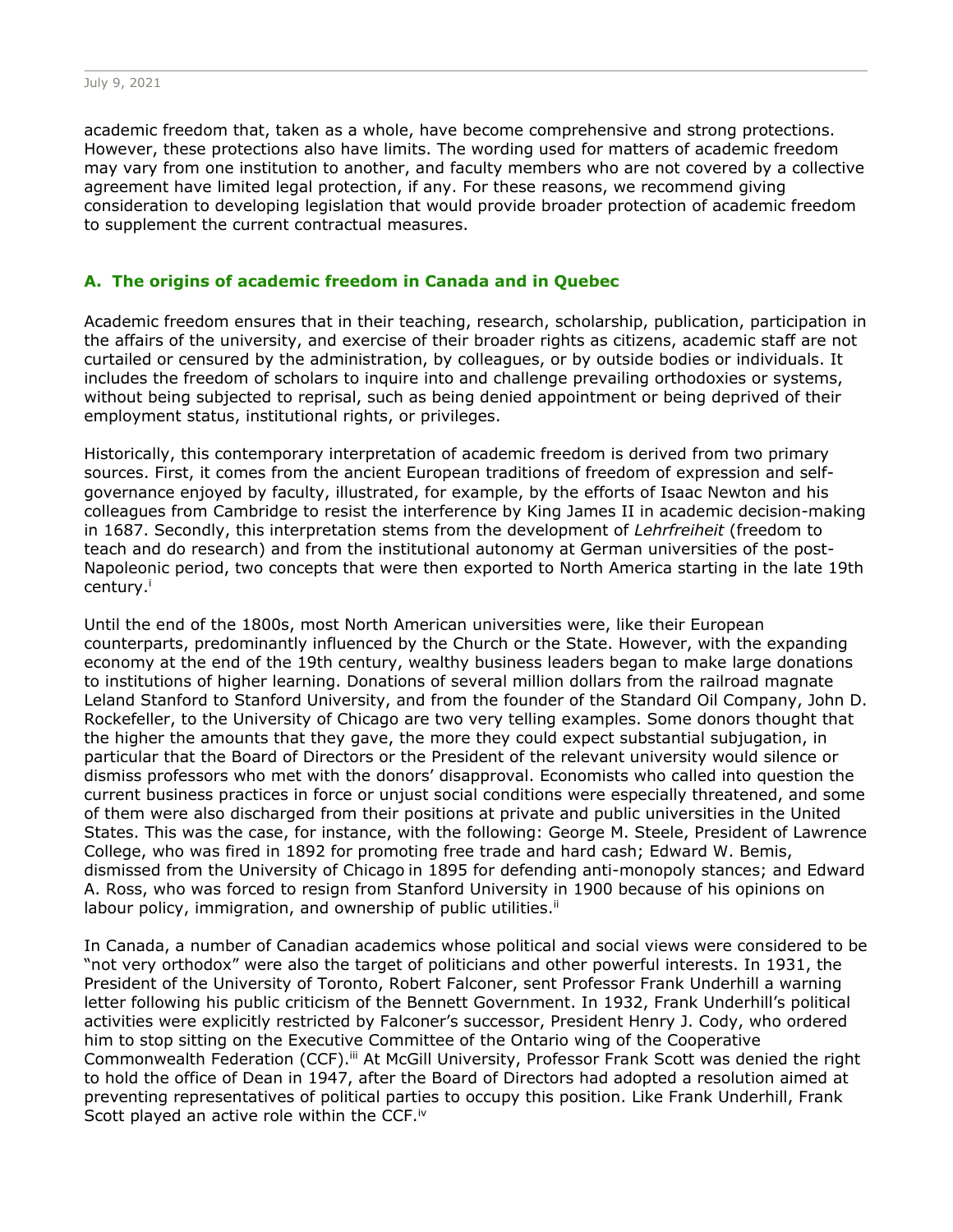academic freedom that, taken as a whole, have become comprehensive and strong protections. However, these protections also have limits. The wording used for matters of academic freedom may vary from one institution to another, and faculty members who are not covered by a collective agreement have limited legal protection, if any. For these reasons, we recommend giving consideration to developing legislation that would provide broader protection of academic freedom to supplement the current contractual measures.

## A. The origins of academic freedom in Canada and in Quebec

Academic freedom ensures that in their teaching, research, scholarship, publication, participation in the affairs of the university, and exercise of their broader rights as citizens, academic staff are not curtailed or censured by the administration, by colleagues, or by outside bodies or individuals. It includes the freedom of scholars to inquire into and challenge prevailing orthodoxies or systems, without being subjected to reprisal, such as being denied appointment or being deprived of their employment status, institutional rights, or privileges.

Historically, this contemporary interpretation of academic freedom is derived from two primary sources. First, it comes from the ancient European traditions of freedom of expression and self-governance enjoyed by faculty, illustrated, for example, by the efforts of Isaac Newton and his colleagues from Cambridge to resist the interference by King James II in academic decision-making in 1687. Secondly, this interpretation stems from the development of *Lehrfreiheit* (freedom to teach and do research) and from the institutional autonomy at German universities of the post-Napoleonic period, two concepts that were then exported to North America starting in the late 19th century.[i]

Until the end of the 1800s, most North American universities were, like their European counterparts, predominantly influenced by the Church or the State. However, with the expanding economy at the end of the 19th century, wealthy business leaders began to make large donations to institutions of higher learning. Donations of several million dollars from the railroad magnate Leland Stanford to Stanford University, and from the founder of the Standard Oil Company, John D. Rockefeller, to the University of Chicago are two very telling examples. Some donors thought that the higher the amounts that they gave, the more they could expect substantial subjugation, in particular that the Board of Directors or the President of the relevant university would silence or dismiss professors who met with the donors' disapproval. Economists who called into question the current business practices in force or unjust social conditions were especially threatened, and some of them were also discharged from their positions at private and public universities in the United States. This was the case, for instance, with the following: George M. Steele, President of Lawrence College, who was fired in 1892 for promoting free trade and hard cash; Edward W. Bemis, dismissed from the University of Chicago in 1895 for defending anti-monopoly stances; and Edward A. Ross, who was forced to resign from Stanford University in 1900 because of his opinions on labour policy, immigration, and ownership of public utilities.[ii]

In Canada, a number of Canadian academics whose political and social views were considered to be "not very orthodox" were also the target of politicians and other powerful interests. In 1931, the President of the University of Toronto, Robert Falconer, sent Professor Frank Underhill a warning letter following his public criticism of the Bennett Government. In 1932, Frank Underhill's political activities were explicitly restricted by Falconer's successor, President Henry J. Cody, who ordered him to stop sitting on the Executive Committee of the Ontario wing of the Cooperative Commonwealth Federation (CCF).[iii] At McGill University, Professor Frank Scott was denied the right to hold the office of Dean in 1947, after the Board of Directors had adopted a resolution aimed at preventing representatives of political parties to occupy this position. Like Frank Underhill, Frank Scott played an active role within the CCF.[iv]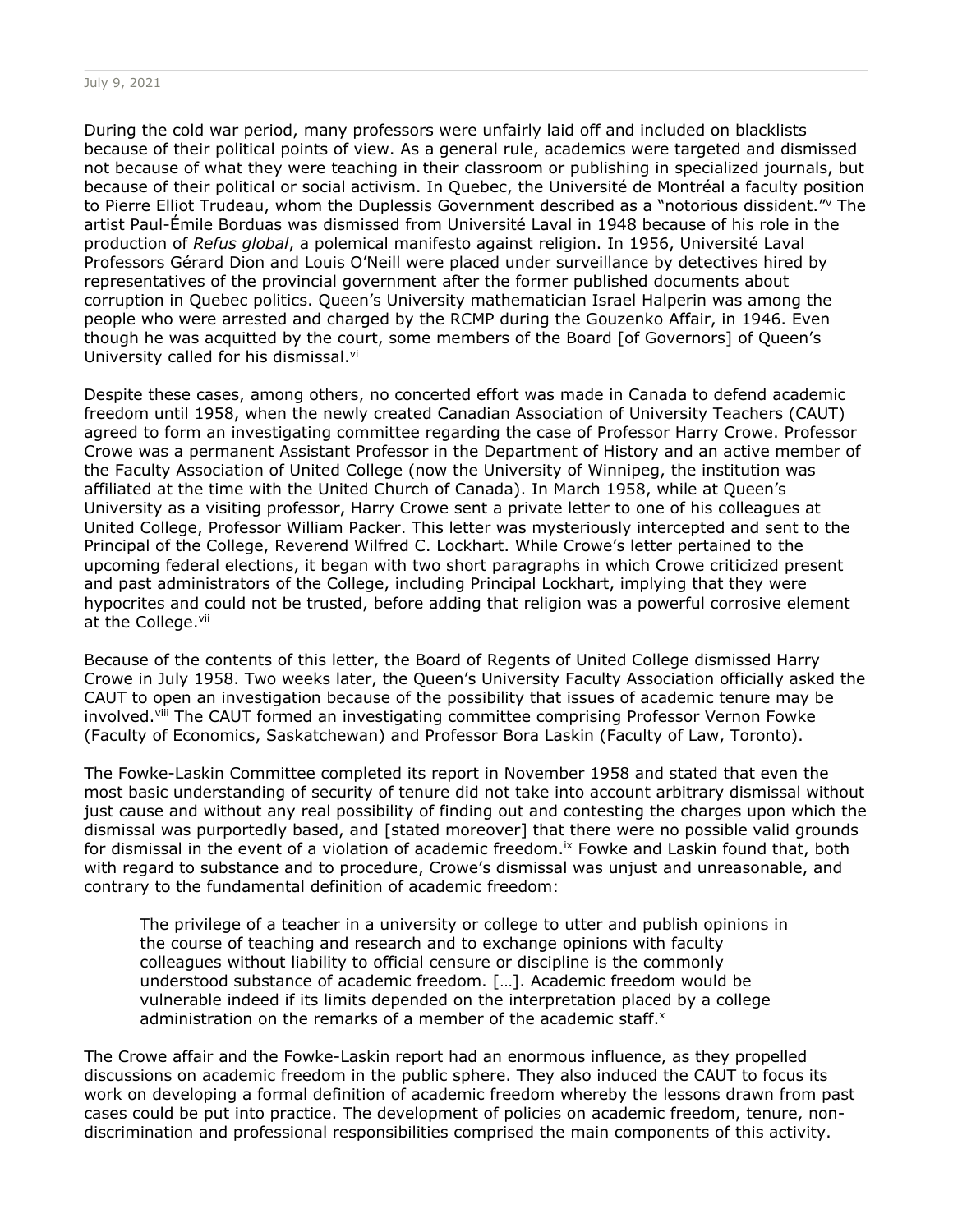During the cold war period, many professors were unfairly laid off and included on blacklists because of their political points of view. As a general rule, academics were targeted and dismissed not because of what they were teaching in their classroom or publishing in specialized journals, but because of their political or social activism. In Quebec, the Université de Montréal a faculty position to Pierre Elliot Trudeau, whom the Duplessis Government described as a "notorious dissident."[v] The artist Paul-Émile Borduas was dismissed from Université Laval in 1948 because of his role in the production of *Refus global*, a polemical manifesto against religion. In 1956, Université Laval Professors Gérard Dion and Louis O'Neill were placed under surveillance by detectives hired by representatives of the provincial government after the former published documents about corruption in Quebec politics. Queen's University mathematician Israel Halperin was among the people who were arrested and charged by the RCMP during the Gouzenko Affair, in 1946. Even though he was acquitted by the court, some members of the Board [of Governors] of Queen's University called for his dismissal.[vi]

Despite these cases, among others, no concerted effort was made in Canada to defend academic freedom until 1958, when the newly created Canadian Association of University Teachers (CAUT) agreed to form an investigating committee regarding the case of Professor Harry Crowe. Professor Crowe was a permanent Assistant Professor in the Department of History and an active member of the Faculty Association of United College (now the University of Winnipeg, the institution was affiliated at the time with the United Church of Canada). In March 1958, while at Queen's University as a visiting professor, Harry Crowe sent a private letter to one of his colleagues at United College, Professor William Packer. This letter was mysteriously intercepted and sent to the Principal of the College, Reverend Wilfred C. Lockhart. While Crowe's letter pertained to the upcoming federal elections, it began with two short paragraphs in which Crowe criticized present and past administrators of the College, including Principal Lockhart, implying that they were hypocrites and could not be trusted, before adding that religion was a powerful corrosive element at the College.[vii]

Because of the contents of this letter, the Board of Regents of United College dismissed Harry Crowe in July 1958. Two weeks later, the Queen's University Faculty Association officially asked the CAUT to open an investigation because of the possibility that issues of academic tenure may be involved.[viii] The CAUT formed an investigating committee comprising Professor Vernon Fowke (Faculty of Economics, Saskatchewan) and Professor Bora Laskin (Faculty of Law, Toronto).

The Fowke-Laskin Committee completed its report in November 1958 and stated that even the most basic understanding of security of tenure did not take into account arbitrary dismissal without just cause and without any real possibility of finding out and contesting the charges upon which the dismissal was purportedly based, and [stated moreover] that there were no possible valid grounds for dismissal in the event of a violation of academic freedom.[ix] Fowke and Laskin found that, both with regard to substance and to procedure, Crowe's dismissal was unjust and unreasonable, and contrary to the fundamental definition of academic freedom:

> The privilege of a teacher in a university or college to utter and publish opinions in the course of teaching and research and to exchange opinions with faculty colleagues without liability to official censure or discipline is the commonly understood substance of academic freedom. […]. Academic freedom would be vulnerable indeed if its limits depended on the interpretation placed by a college administration on the remarks of a member of the academic staff.[x]

The Crowe affair and the Fowke-Laskin report had an enormous influence, as they propelled discussions on academic freedom in the public sphere. They also induced the CAUT to focus its work on developing a formal definition of academic freedom whereby the lessons drawn from past cases could be put into practice. The development of policies on academic freedom, tenure, non-discrimination and professional responsibilities comprised the main components of this activity.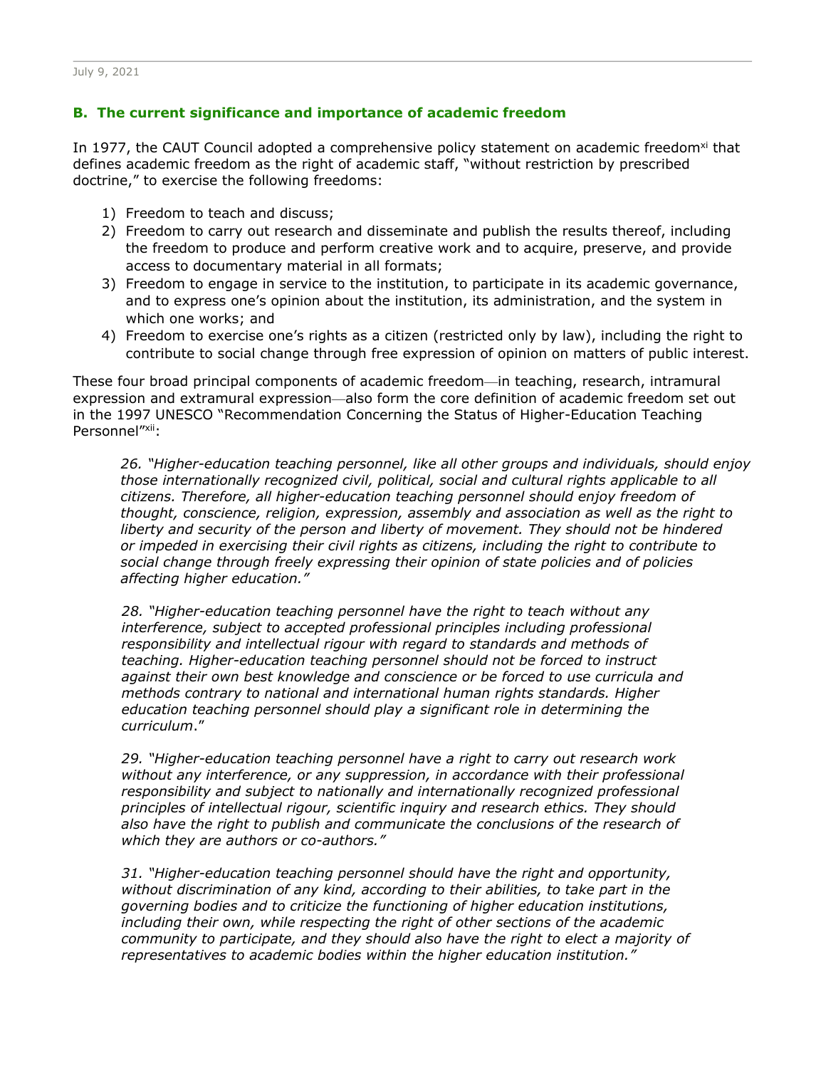## B. The current significance and importance of academic freedom

In 1977, the CAUT Council adopted a comprehensive policy statement on academic freedom[xi] that defines academic freedom as the right of academic staff, "without restriction by prescribed doctrine," to exercise the following freedoms:

1) Freedom to teach and discuss;
2) Freedom to carry out research and disseminate and publish the results thereof, including the freedom to produce and perform creative work and to acquire, preserve, and provide access to documentary material in all formats;
3) Freedom to engage in service to the institution, to participate in its academic governance, and to express one's opinion about the institution, its administration, and the system in which one works; and
4) Freedom to exercise one's rights as a citizen (restricted only by law), including the right to contribute to social change through free expression of opinion on matters of public interest.

These four broad principal components of academic freedom—in teaching, research, intramural expression and extramural expression—also form the core definition of academic freedom set out in the 1997 UNESCO "Recommendation Concerning the Status of Higher-Education Teaching Personnel"[xii]:

> *26. "Higher-education teaching personnel, like all other groups and individuals, should enjoy those internationally recognized civil, political, social and cultural rights applicable to all citizens. Therefore, all higher-education teaching personnel should enjoy freedom of thought, conscience, religion, expression, assembly and association as well as the right to liberty and security of the person and liberty of movement. They should not be hindered or impeded in exercising their civil rights as citizens, including the right to contribute to social change through freely expressing their opinion of state policies and of policies affecting higher education."*

> *28. "Higher-education teaching personnel have the right to teach without any interference, subject to accepted professional principles including professional responsibility and intellectual rigour with regard to standards and methods of teaching. Higher-education teaching personnel should not be forced to instruct against their own best knowledge and conscience or be forced to use curricula and methods contrary to national and international human rights standards. Higher education teaching personnel should play a significant role in determining the curriculum*."

> *29. "Higher-education teaching personnel have a right to carry out research work without any interference, or any suppression, in accordance with their professional responsibility and subject to nationally and internationally recognized professional principles of intellectual rigour, scientific inquiry and research ethics. They should also have the right to publish and communicate the conclusions of the research of which they are authors or co-authors."*

> *31. "Higher-education teaching personnel should have the right and opportunity, without discrimination of any kind, according to their abilities, to take part in the governing bodies and to criticize the functioning of higher education institutions, including their own, while respecting the right of other sections of the academic community to participate, and they should also have the right to elect a majority of representatives to academic bodies within the higher education institution."*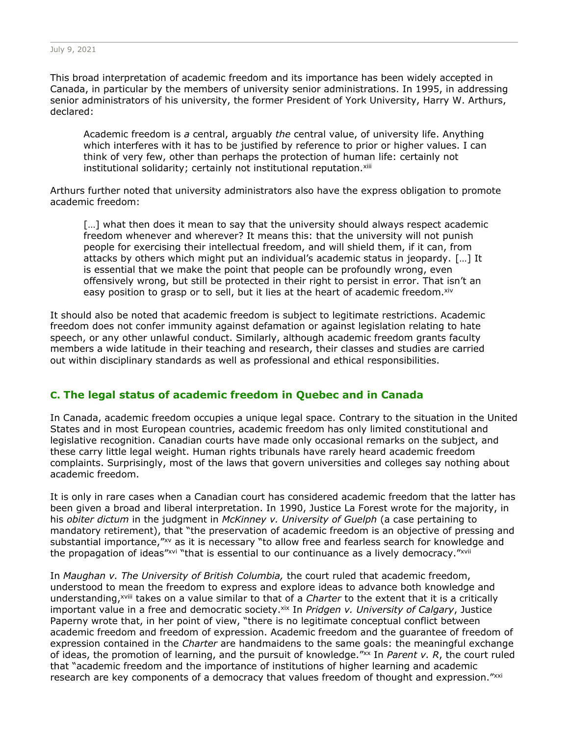This broad interpretation of academic freedom and its importance has been widely accepted in Canada, in particular by the members of university senior administrations. In 1995, in addressing senior administrators of his university, the former President of York University, Harry W. Arthurs, declared:

> Academic freedom is *a* central, arguably *the* central value, of university life. Anything which interferes with it has to be justified by reference to prior or higher values. I can think of very few, other than perhaps the protection of human life: certainly not institutional solidarity; certainly not institutional reputation.[xiii]

Arthurs further noted that university administrators also have the express obligation to promote academic freedom:

> […] what then does it mean to say that the university should always respect academic freedom whenever and wherever? It means this: that the university will not punish people for exercising their intellectual freedom, and will shield them, if it can, from attacks by others which might put an individual's academic status in jeopardy. […] It is essential that we make the point that people can be profoundly wrong, even offensively wrong, but still be protected in their right to persist in error. That isn't an easy position to grasp or to sell, but it lies at the heart of academic freedom.[xiv]

It should also be noted that academic freedom is subject to legitimate restrictions. Academic freedom does not confer immunity against defamation or against legislation relating to hate speech, or any other unlawful conduct. Similarly, although academic freedom grants faculty members a wide latitude in their teaching and research, their classes and studies are carried out within disciplinary standards as well as professional and ethical responsibilities.

## C. The legal status of academic freedom in Quebec and in Canada

In Canada, academic freedom occupies a unique legal space. Contrary to the situation in the United States and in most European countries, academic freedom has only limited constitutional and legislative recognition. Canadian courts have made only occasional remarks on the subject, and these carry little legal weight. Human rights tribunals have rarely heard academic freedom complaints. Surprisingly, most of the laws that govern universities and colleges say nothing about academic freedom.

It is only in rare cases when a Canadian court has considered academic freedom that the latter has been given a broad and liberal interpretation. In 1990, Justice La Forest wrote for the majority, in his *obiter dictum* in the judgment in *McKinney v. University of Guelph* (a case pertaining to mandatory retirement), that "the preservation of academic freedom is an objective of pressing and substantial importance,"[xv] as it is necessary "to allow free and fearless search for knowledge and the propagation of ideas"[xvi] "that is essential to our continuance as a lively democracy."[xvii]

In *Maughan v. The University of British Columbia,* the court ruled that academic freedom, understood to mean the freedom to express and explore ideas to advance both knowledge and understanding,[xviii] takes on a value similar to that of a *Charter* to the extent that it is a critically important value in a free and democratic society.[xix] In *Pridgen v. University of Calgary*, Justice Paperny wrote that, in her point of view, "there is no legitimate conceptual conflict between academic freedom and freedom of expression. Academic freedom and the guarantee of freedom of expression contained in the *Charter* are handmaidens to the same goals: the meaningful exchange of ideas, the promotion of learning, and the pursuit of knowledge."[xx] In *Parent v. R*, the court ruled that "academic freedom and the importance of institutions of higher learning and academic research are key components of a democracy that values freedom of thought and expression."[xxi]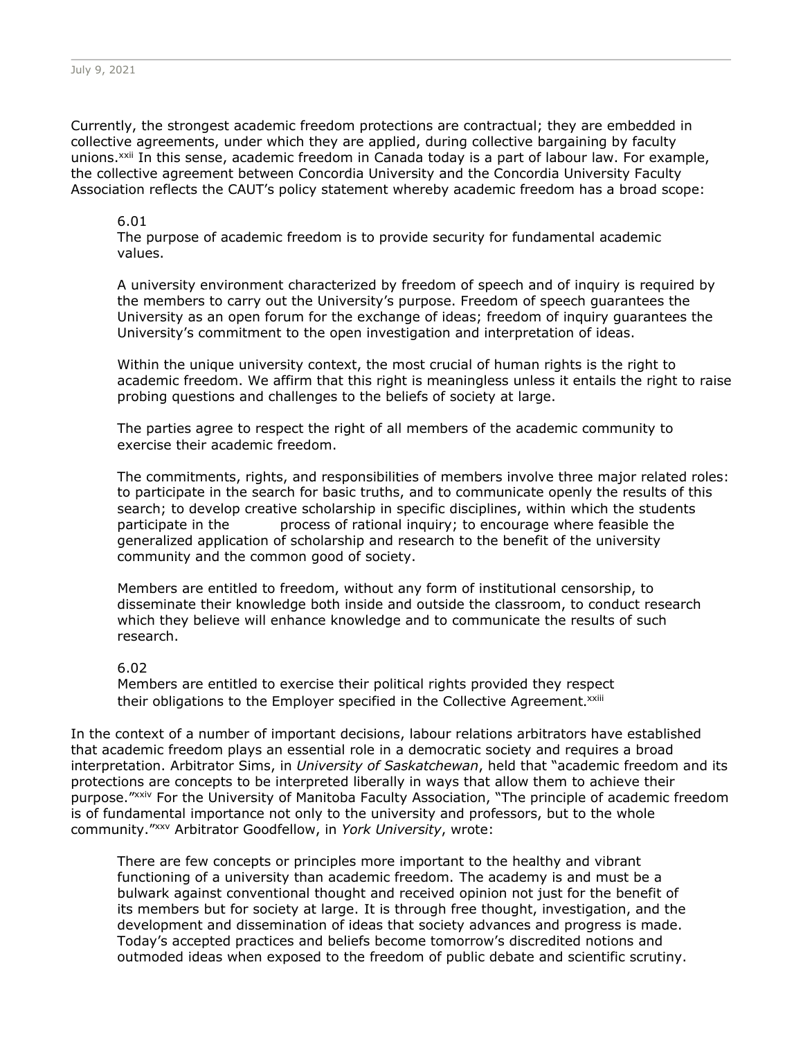Currently, the strongest academic freedom protections are contractual; they are embedded in collective agreements, under which they are applied, during collective bargaining by faculty unions.[xxii] In this sense, academic freedom in Canada today is a part of labour law. For example, the collective agreement between Concordia University and the Concordia University Faculty Association reflects the CAUT's policy statement whereby academic freedom has a broad scope:

> 6.01
> The purpose of academic freedom is to provide security for fundamental academic values.
>
> A university environment characterized by freedom of speech and of inquiry is required by the members to carry out the University's purpose. Freedom of speech guarantees the University as an open forum for the exchange of ideas; freedom of inquiry guarantees the University's commitment to the open investigation and interpretation of ideas.
>
> Within the unique university context, the most crucial of human rights is the right to academic freedom. We affirm that this right is meaningless unless it entails the right to raise probing questions and challenges to the beliefs of society at large.
>
> The parties agree to respect the right of all members of the academic community to exercise their academic freedom.
>
> The commitments, rights, and responsibilities of members involve three major related roles: to participate in the search for basic truths, and to communicate openly the results of this search; to develop creative scholarship in specific disciplines, within which the students participate in the process of rational inquiry; to encourage where feasible the generalized application of scholarship and research to the benefit of the university community and the common good of society.
>
> Members are entitled to freedom, without any form of institutional censorship, to disseminate their knowledge both inside and outside the classroom, to conduct research which they believe will enhance knowledge and to communicate the results of such research.
>
> 6.02
> Members are entitled to exercise their political rights provided they respect their obligations to the Employer specified in the Collective Agreement.[xxiii]

In the context of a number of important decisions, labour relations arbitrators have established that academic freedom plays an essential role in a democratic society and requires a broad interpretation. Arbitrator Sims, in *University of Saskatchewan*, held that "academic freedom and its protections are concepts to be interpreted liberally in ways that allow them to achieve their purpose."[xxiv] For the University of Manitoba Faculty Association, "The principle of academic freedom is of fundamental importance not only to the university and professors, but to the whole community."[xxv] Arbitrator Goodfellow, in *York University*, wrote:

> There are few concepts or principles more important to the healthy and vibrant functioning of a university than academic freedom. The academy is and must be a bulwark against conventional thought and received opinion not just for the benefit of its members but for society at large. It is through free thought, investigation, and the development and dissemination of ideas that society advances and progress is made. Today's accepted practices and beliefs become tomorrow's discredited notions and outmoded ideas when exposed to the freedom of public debate and scientific scrutiny.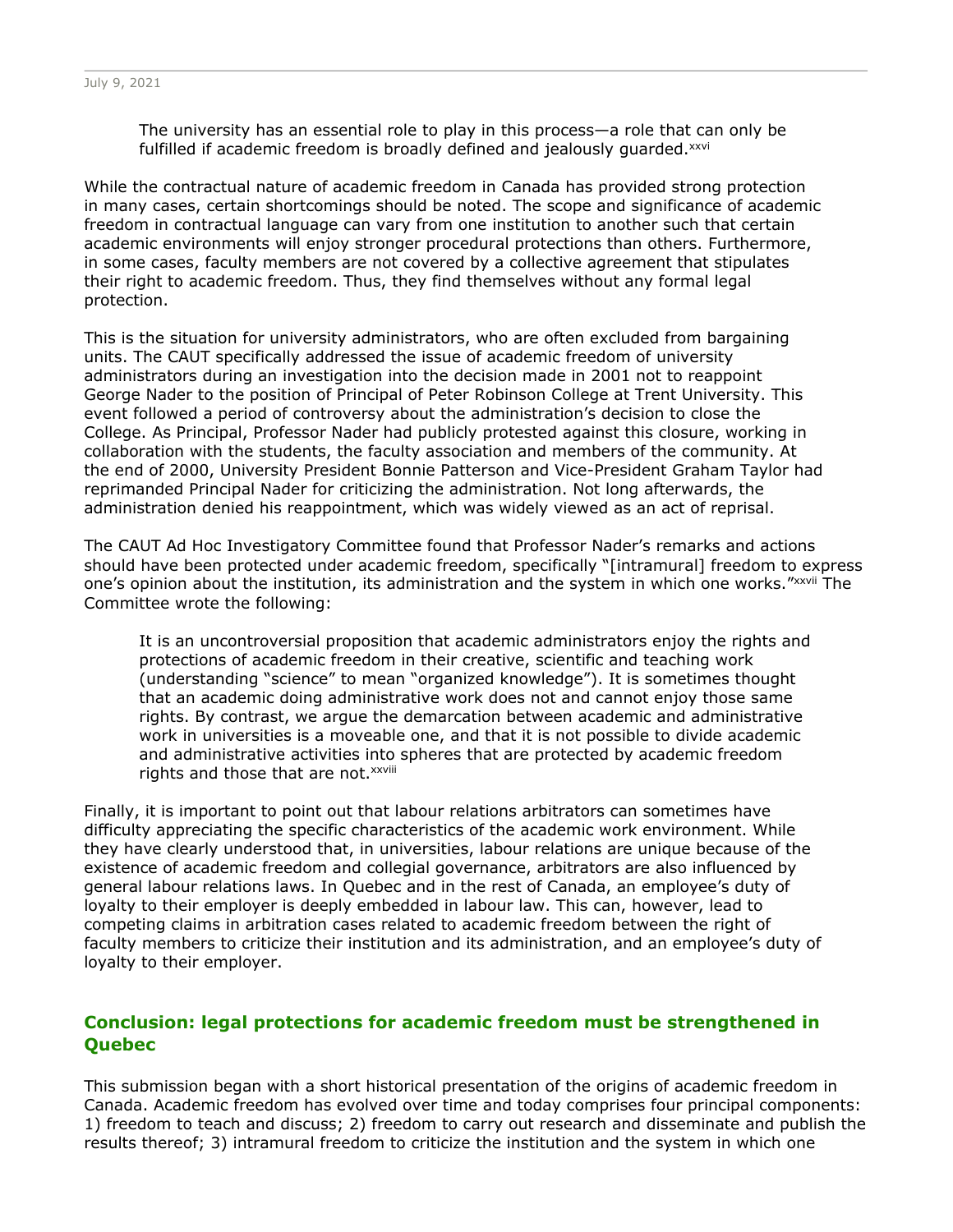> The university has an essential role to play in this process—a role that can only be fulfilled if academic freedom is broadly defined and jealously guarded.[xxvi]

While the contractual nature of academic freedom in Canada has provided strong protection in many cases, certain shortcomings should be noted. The scope and significance of academic freedom in contractual language can vary from one institution to another such that certain academic environments will enjoy stronger procedural protections than others. Furthermore, in some cases, faculty members are not covered by a collective agreement that stipulates their right to academic freedom. Thus, they find themselves without any formal legal protection.

This is the situation for university administrators, who are often excluded from bargaining units. The CAUT specifically addressed the issue of academic freedom of university administrators during an investigation into the decision made in 2001 not to reappoint George Nader to the position of Principal of Peter Robinson College at Trent University. This event followed a period of controversy about the administration's decision to close the College. As Principal, Professor Nader had publicly protested against this closure, working in collaboration with the students, the faculty association and members of the community. At the end of 2000, University President Bonnie Patterson and Vice-President Graham Taylor had reprimanded Principal Nader for criticizing the administration. Not long afterwards, the administration denied his reappointment, which was widely viewed as an act of reprisal.

The CAUT Ad Hoc Investigatory Committee found that Professor Nader's remarks and actions should have been protected under academic freedom, specifically "[intramural] freedom to express one's opinion about the institution, its administration and the system in which one works."[xxvii] The Committee wrote the following:

> It is an uncontroversial proposition that academic administrators enjoy the rights and protections of academic freedom in their creative, scientific and teaching work (understanding "science" to mean "organized knowledge"). It is sometimes thought that an academic doing administrative work does not and cannot enjoy those same rights. By contrast, we argue the demarcation between academic and administrative work in universities is a moveable one, and that it is not possible to divide academic and administrative activities into spheres that are protected by academic freedom rights and those that are not.[xxviii]

Finally, it is important to point out that labour relations arbitrators can sometimes have difficulty appreciating the specific characteristics of the academic work environment. While they have clearly understood that, in universities, labour relations are unique because of the existence of academic freedom and collegial governance, arbitrators are also influenced by general labour relations laws. In Quebec and in the rest of Canada, an employee's duty of loyalty to their employer is deeply embedded in labour law. This can, however, lead to competing claims in arbitration cases related to academic freedom between the right of faculty members to criticize their institution and its administration, and an employee's duty of loyalty to their employer.

## Conclusion: legal protections for academic freedom must be strengthened in Quebec

This submission began with a short historical presentation of the origins of academic freedom in Canada. Academic freedom has evolved over time and today comprises four principal components: 1) freedom to teach and discuss; 2) freedom to carry out research and disseminate and publish the results thereof; 3) intramural freedom to criticize the institution and the system in which one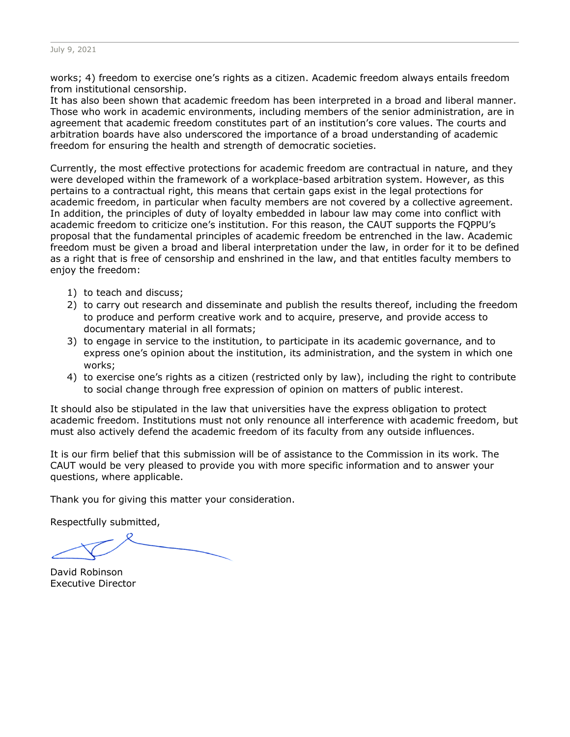works; 4) freedom to exercise one's rights as a citizen. Academic freedom always entails freedom from institutional censorship.
It has also been shown that academic freedom has been interpreted in a broad and liberal manner. Those who work in academic environments, including members of the senior administration, are in agreement that academic freedom constitutes part of an institution's core values. The courts and arbitration boards have also underscored the importance of a broad understanding of academic freedom for ensuring the health and strength of democratic societies.

Currently, the most effective protections for academic freedom are contractual in nature, and they were developed within the framework of a workplace-based arbitration system. However, as this pertains to a contractual right, this means that certain gaps exist in the legal protections for academic freedom, in particular when faculty members are not covered by a collective agreement. In addition, the principles of duty of loyalty embedded in labour law may come into conflict with academic freedom to criticize one's institution. For this reason, the CAUT supports the FQPPU's proposal that the fundamental principles of academic freedom be entrenched in the law. Academic freedom must be given a broad and liberal interpretation under the law, in order for it to be defined as a right that is free of censorship and enshrined in the law, and that entitles faculty members to enjoy the freedom:

1) to teach and discuss;
2) to carry out research and disseminate and publish the results thereof, including the freedom to produce and perform creative work and to acquire, preserve, and provide access to documentary material in all formats;
3) to engage in service to the institution, to participate in its academic governance, and to express one's opinion about the institution, its administration, and the system in which one works;
4) to exercise one's rights as a citizen (restricted only by law), including the right to contribute to social change through free expression of opinion on matters of public interest.

It should also be stipulated in the law that universities have the express obligation to protect academic freedom. Institutions must not only renounce all interference with academic freedom, but must also actively defend the academic freedom of its faculty from any outside influences.

It is our firm belief that this submission will be of assistance to the Commission in its work. The CAUT would be very pleased to provide you with more specific information and to answer your questions, where applicable.

Thank you for giving this matter your consideration.

Respectfully submitted,

David Robinson
Executive Director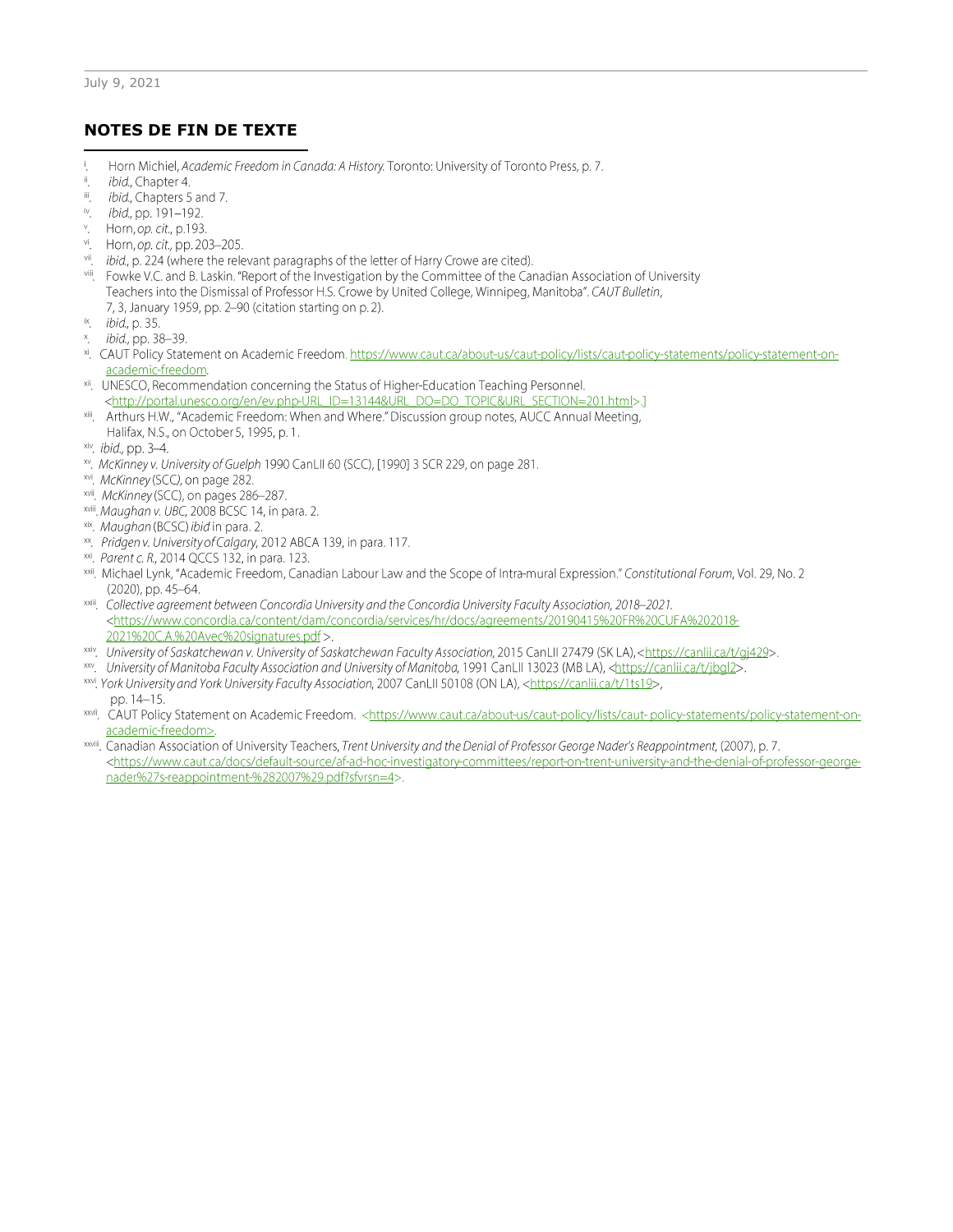## NOTES DE FIN DE TEXTE

i. Horn Michiel, *Academic Freedom in Canada: A History.* Toronto: University of Toronto Press, p. 7.
ii. *ibid.*, Chapter 4.
iii. *ibid.*, Chapters 5 and 7.
iv. *ibid.*, pp. 191–192.
v. Horn, *op. cit.*, p.193.
vi. Horn, *op. cit.*, pp. 203–205.
vii. *ibid.*, p. 224 (where the relevant paragraphs of the letter of Harry Crowe are cited).
viii. Fowke V.C. and B. Laskin. "Report of the Investigation by the Committee of the Canadian Association of University Teachers into the Dismissal of Professor H.S. Crowe by United College, Winnipeg, Manitoba". *CAUT Bulletin*, 7, 3, January 1959, pp. 2–90 (citation starting on p. 2).
ix. *ibid.*, p. 35.
x. *ibid.*, pp. 38–39.
xi. CAUT Policy Statement on Academic Freedom. https://www.caut.ca/about-us/caut-policy/lists/caut-policy-statements/policy-statement-on-academic-freedom.
xii. UNESCO, Recommendation concerning the Status of Higher-Education Teaching Personnel. <http://portal.unesco.org/en/ev.php-URL_ID=13144&URL_DO=DO_TOPIC&URL_SECTION=201.html>.]
xiii. Arthurs H.W., "Academic Freedom: When and Where." Discussion group notes, AUCC Annual Meeting, Halifax, N.S., on October 5, 1995, p. 1.
xiv. *ibid.*, pp. 3–4.
xv. *McKinney v. University of Guelph* 1990 CanLII 60 (SCC), [1990] 3 SCR 229, on page 281.
xvi. *McKinney* (SCC), on page 282.
xvii. *McKinney* (SCC), on pages 286–287.
xviii. *Maughan v. UBC*, 2008 BCSC 14, in para. 2.
xix. *Maughan* (BCSC) *ibid* in para. 2.
xx. *Pridgen v. University of Calgary*, 2012 ABCA 139, in para. 117.
xxi. *Parent c. R.*, 2014 QCCS 132, in para. 123.
xxii. Michael Lynk, "Academic Freedom, Canadian Labour Law and the Scope of Intra-mural Expression." *Constitutional Forum*, Vol. 29, No. 2 (2020), pp. 45–64.
xxiii. *Collective agreement between Concordia University and the Concordia University Faculty Association, 2018–2021.* <https://www.concordia.ca/content/dam/concordia/services/hr/docs/agreements/20190415%20FR%20CUFA%202018-2021%20C.A.%20Avec%20signatures.pdf >.
xxiv. *University of Saskatchewan v. University of Saskatchewan Faculty Association*, 2015 CanLII 27479 (SK LA), <https://canlii.ca/t/gj429>.
xxv. *University of Manitoba Faculty Association and University of Manitoba*, 1991 CanLII 13023 (MB LA), <https://canlii.ca/t/jbgl2>.
xxvi. *York University and York University Faculty Association*, 2007 CanLII 50108 (ON LA), <https://canlii.ca/t/1ts19>, pp. 14–15.
xxvii. CAUT Policy Statement on Academic Freedom. <https://www.caut.ca/about-us/caut-policy/lists/caut- policy-statements/policy-statement-on-academic-freedom>.
xxviii. Canadian Association of University Teachers, *Trent University and the Denial of Professor George Nader's Reappointment*, (2007), p. 7. <https://www.caut.ca/docs/default-source/af-ad-hoc-investigatory-committees/report-on-trent-university-and-the-denial-of-professor-george-nader%27s-reappointment-%282007%29.pdf?sfvrsn=4>.